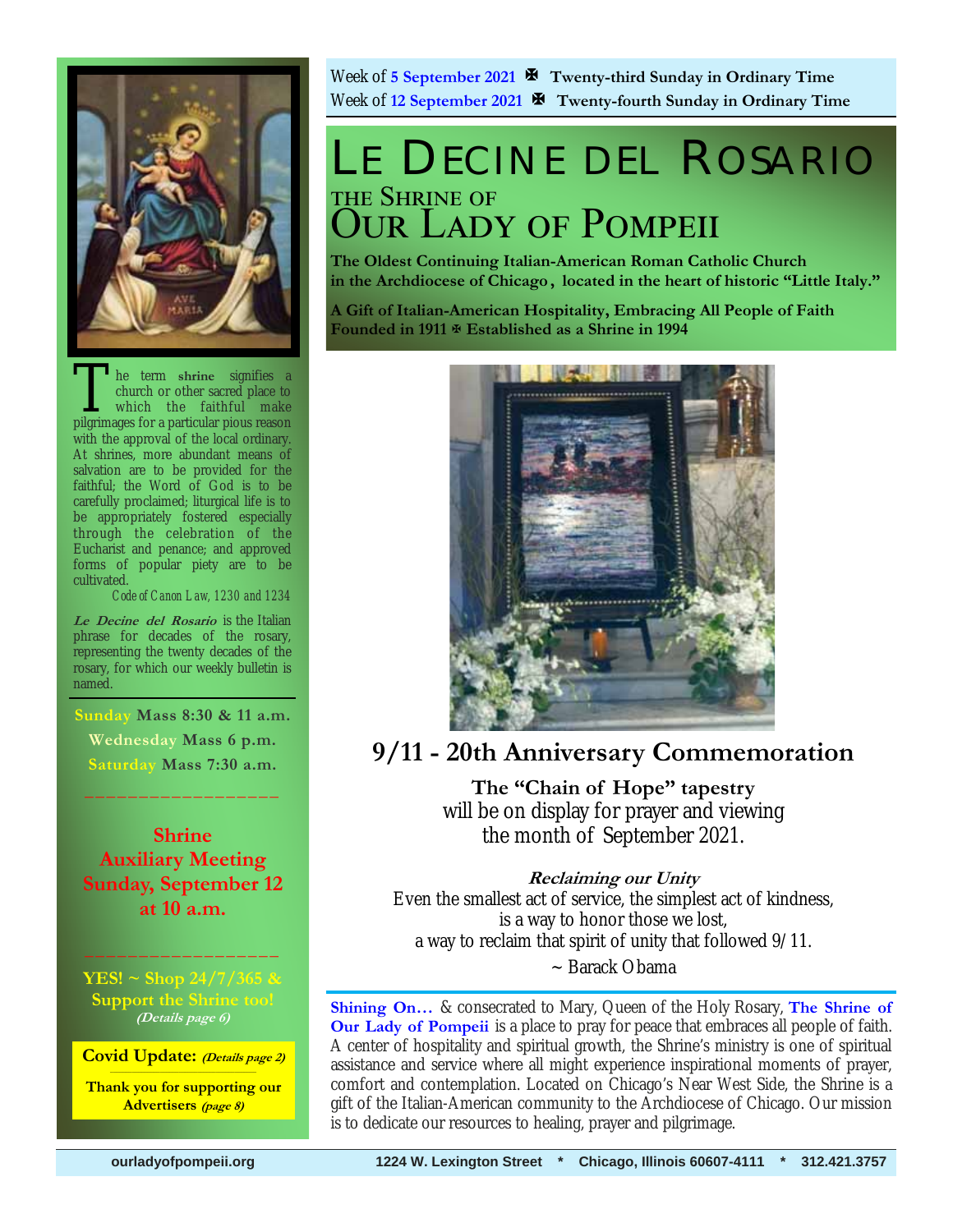Week of 5 September 2021 ✠ **Twenty-third Sunday in Ordinary Time**
Week of 12 September 2021 ✠ **Twenty-fourth Sunday in Ordinary Time**

# LE DECINE DEL ROSARIO

## THE SHRINE OF OUR LADY OF POMPEII

**The Oldest Continuing Italian-American Roman Catholic Church in the Archdiocese of Chicago, located in the heart of historic "Little Italy."**

**A Gift of Italian-American Hospitality, Embracing All People of Faith**
**Founded in 1911 ✠ Established as a Shrine in 1994**

The term **shrine** signifies a church or other sacred place to which the faithful make pilgrimages for a particular pious reason with the approval of the local ordinary. At shrines, more abundant means of salvation are to be provided for the faithful; the Word of God is to be carefully proclaimed; liturgical life is to be appropriately fostered especially through the celebration of the Eucharist and penance; and approved forms of popular piety are to be cultivated.

*Code of Canon Law, 1230 and 1234*

***Le Decine del Rosario*** is the Italian phrase for decades of the rosary, representing the twenty decades of the rosary, for which our weekly bulletin is named.

**Sunday Mass 8:30 & 11 a.m.**
**Wednesday Mass 6 p.m.**
**Saturday Mass 7:30 a.m.**

**Shrine Auxiliary Meeting Sunday, September 12 at 10 a.m.**

**YES! ~ Shop 24/7/365 & Support the Shrine too!** ***(Details page 6)***

**Covid Update:** ***(Details page 2)***

**Thank you for supporting our Advertisers** ***(page 8)***

## 9/11 - 20th Anniversary Commemoration

**The "Chain of Hope" tapestry** will be on display for prayer and viewing the month of September 2021.

***Reclaiming our Unity***
Even the smallest act of service, the simplest act of kindness, is a way to honor those we lost, a way to reclaim that spirit of unity that followed 9/11.
~ Barack Obama

**Shining On…** & consecrated to Mary, Queen of the Holy Rosary, **The Shrine of Our Lady of Pompeii** is a place to pray for peace that embraces all people of faith. A center of hospitality and spiritual growth, the Shrine's ministry is one of spiritual assistance and service where all might experience inspirational moments of prayer, comfort and contemplation. Located on Chicago's Near West Side, the Shrine is a gift of the Italian-American community to the Archdiocese of Chicago. Our mission is to dedicate our resources to healing, prayer and pilgrimage.

**ourladyofpompeii.org     1224 W. Lexington Street * Chicago, Illinois 60607-4111 * 312.421.3757**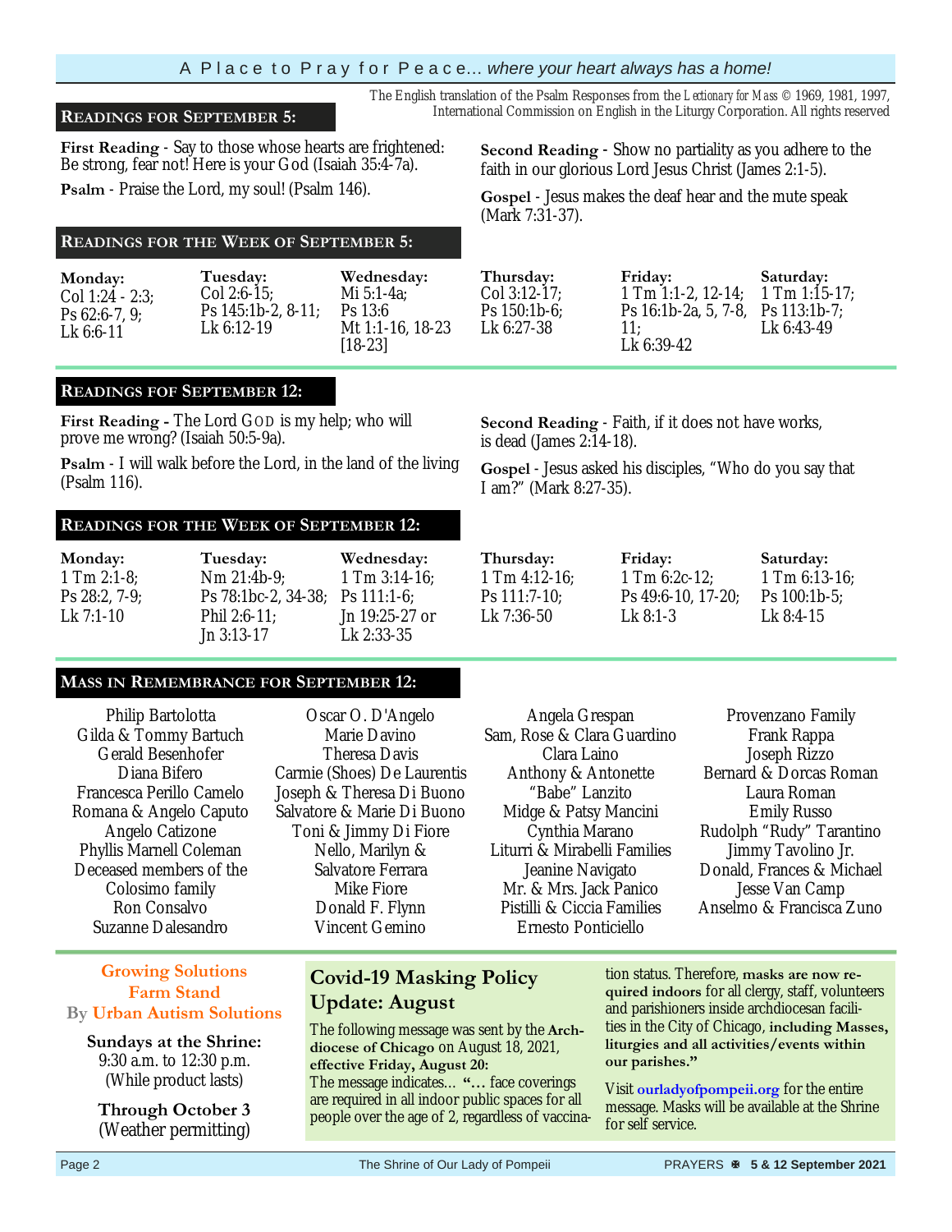A Place to Pray for Peace... *where your heart always has a home!*

The English translation of the Psalm Responses from the *Lectionary for Mass* © 1969, 1981, 1997, International Commission on English in the Liturgy Corporation. All rights reserved

## Readings for September 5:

**First Reading** - Say to those whose hearts are frightened: Be strong, fear not! Here is your God (Isaiah 35:4-7a).

**Psalm** - Praise the Lord, my soul! (Psalm 146).

**Second Reading** - Show no partiality as you adhere to the faith in our glorious Lord Jesus Christ (James 2:1-5).

**Gospel** - Jesus makes the deaf hear and the mute speak (Mark 7:31-37).

## Readings for the Week of September 5:

| Monday: | Tuesday: | Wednesday: | Thursday: | Friday: | Saturday: |
|---|---|---|---|---|---|
| Col 1:24 - 2:3; Ps 62:6-7, 9; Lk 6:6-11 | Col 2:6-15; Ps 145:1b-2, 8-11; Lk 6:12-19 | Mi 5:1-4a; Ps 13:6 Mt 1:1-16, 18-23 [18-23] | Col 3:12-17; Ps 150:1b-6; Lk 6:27-38 | 1 Tm 1:1-2, 12-14; Ps 16:1b-2a, 5, 7-8, 11; Lk 6:39-42 | 1 Tm 1:15-17; Ps 113:1b-7; Lk 6:43-49 |

## Readings fof September 12:

**First Reading -** The Lord GOD is my help; who will prove me wrong? (Isaiah 50:5-9a).

**Psalm** - I will walk before the Lord, in the land of the living (Psalm 116).

**Second Reading** - Faith, if it does not have works, is dead (James 2:14-18).

**Gospel** - Jesus asked his disciples, "Who do you say that I am?" (Mark 8:27-35).

## Readings for the Week of September 12:

| Monday: | Tuesday: | Wednesday: | Thursday: | Friday: | Saturday: |
|---|---|---|---|---|---|
| 1 Tm 2:1-8; Ps 28:2, 7-9; Lk 7:1-10 | Nm 21:4b-9; Ps 78:1bc-2, 34-38; Phil 2:6-11; Jn 3:13-17 | 1 Tm 3:14-16; Ps 111:1-6; Jn 19:25-27 or Lk 2:33-35 | 1 Tm 4:12-16; Ps 111:7-10; Lk 7:36-50 | 1 Tm 6:2c-12; Ps 49:6-10, 17-20; Lk 8:1-3 | 1 Tm 6:13-16; Ps 100:1b-5; Lk 8:4-15 |

## Mass in Remembrance for September 12:

Philip Bartolotta
Gilda & Tommy Bartuch
Gerald Besenhofer
Diana Bifero
Francesca Perillo Camelo
Romana & Angelo Caputo
Angelo Catizone
Phyllis Marnell Coleman
Deceased members of the Colosimo family
Ron Consalvo
Suzanne Dalesandro
Oscar O. D'Angelo
Marie Davino
Theresa Davis
Carmie (Shoes) De Laurentis
Joseph & Theresa Di Buono
Salvatore & Marie Di Buono
Toni & Jimmy Di Fiore
Nello, Marilyn & Salvatore Ferrara
Mike Fiore
Donald F. Flynn
Vincent Gemino
Angela Grespan
Sam, Rose & Clara Guardino
Clara Laino
Anthony & Antonette "Babe" Lanzito
Midge & Patsy Mancini
Cynthia Marano
Liturri & Mirabelli Families
Jeanine Navigato
Mr. & Mrs. Jack Panico
Pistilli & Ciccia Families
Ernesto Ponticiello
Provenzano Family
Frank Rappa
Joseph Rizzo
Bernard & Dorcas Roman
Laura Roman
Emily Russo
Rudolph "Rudy" Tarantino
Jimmy Tavolino Jr.
Donald, Frances & Michael
Jesse Van Camp
Anselmo & Francisca Zuno

**Growing Solutions Farm Stand**
**By Urban Autism Solutions**

**Sundays at the Shrine:**
9:30 a.m. to 12:30 p.m.
(While product lasts)

**Through October 3**
(Weather permitting)

## Covid-19 Masking Policy Update: August

The following message was sent by the **Archdiocese of Chicago** on August 18, 2021, **effective Friday, August 20:**
The message indicates... **"...** face coverings are required in all indoor public spaces for all people over the age of 2, regardless of vaccination status. Therefore, **masks are now required indoors** for all clergy, staff, volunteers and parishioners inside archdiocesan facilities in the City of Chicago, **including Masses, liturgies and all activities/events within our parishes."**

Visit **ourladyofpompeii.org** for the entire message. Masks will be available at the Shrine for self service.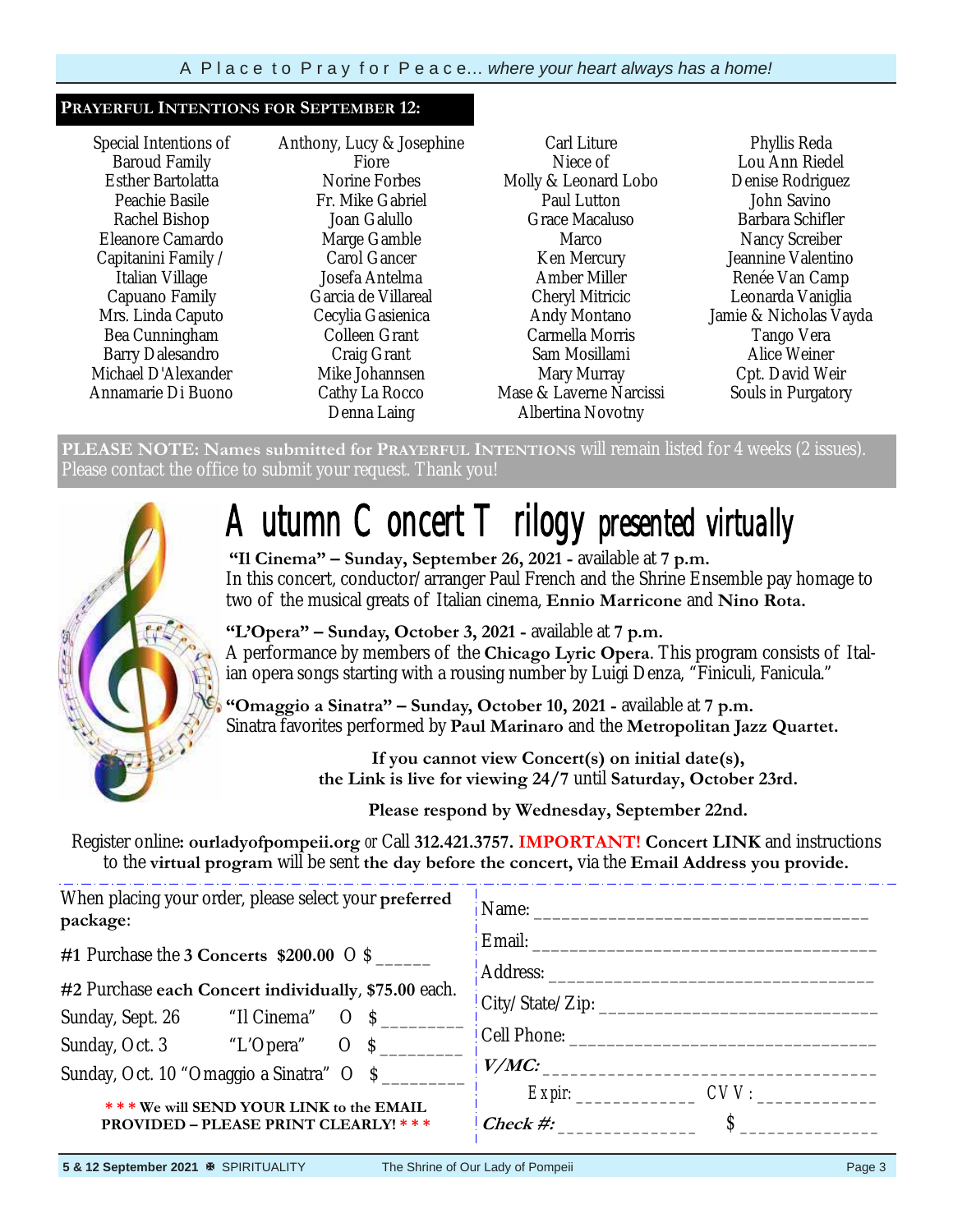A Place to Pray for Peace... *where your heart always has a home!*

## Prayerful Intentions for September 12:

Special Intentions of Baroud Family
Esther Bartolatta
Peachie Basile
Rachel Bishop
Eleanore Camardo
Capitanini Family / Italian Village
Capuano Family
Mrs. Linda Caputo
Bea Cunningham
Barry Dalesandro
Michael D'Alexander
Annamarie Di Buono
Anthony, Lucy & Josephine Fiore
Norine Forbes
Fr. Mike Gabriel
Joan Galullo
Marge Gamble
Carol Gancer
Josefa Antelma Garcia de Villareal
Cecylia Gasienica
Colleen Grant
Craig Grant
Mike Johannsen
Cathy La Rocco
Denna Laing
Carl Liture
Niece of Molly & Leonard Lobo
Paul Lutton
Grace Macaluso
Marco
Ken Mercury
Amber Miller
Cheryl Mitricic
Andy Montano
Carmella Morris
Sam Mosillami
Mary Murray
Mase & Laverne Narcissi
Albertina Novotny
Phyllis Reda
Lou Ann Riedel
Denise Rodriguez
John Savino
Barbara Schifler
Nancy Screiber
Jeannine Valentino
Renée Van Camp
Leonarda Vaniglia
Jamie & Nicholas Vayda
Tango Vera
Alice Weiner
Cpt. David Weir
Souls in Purgatory

**PLEASE NOTE: Names submitted for PRAYERFUL INTENTIONS** will remain listed for 4 weeks (2 issues). Please contact the office to submit your request. Thank you!

# Autumn Concert Trilogy presented virtually

**"Il Cinema" – Sunday, September 26, 2021** - available at **7 p.m.**
In this concert, conductor/arranger Paul French and the Shrine Ensemble pay homage to two of the musical greats of Italian cinema, **Ennio Marricone** and **Nino Rota.**

**"L'Opera" – Sunday, October 3, 2021** - available at **7 p.m.**
A performance by members of the **Chicago Lyric Opera**. This program consists of Italian opera songs starting with a rousing number by Luigi Denza, "Finiculi, Fanicula."

**"Omaggio a Sinatra" – Sunday, October 10, 2021** - available at **7 p.m.**
Sinatra favorites performed by **Paul Marinaro** and the **Metropolitan Jazz Quartet.**

**If you cannot view Concert(s) on initial date(s), the Link is live for viewing 24/7** until **Saturday, October 23rd.**

**Please respond by Wednesday, September 22nd.**

Register online**: ourladyofpompeii.org** or Call **312.421.3757. IMPORTANT! Concert LINK** and instructions to the **virtual program** will be sent **the day before the concert,** via the **Email Address you provide.**

When placing your order, please select your **preferred package**:

**#1** Purchase the **3 Concerts $200.00** O $ ______

**#2** Purchase **each Concert individually**, **$75.00** each.

Sunday, Sept. 26 "Il Cinema" O $ ________
Sunday, Oct. 3 "L'Opera" O $ ________
Sunday, Oct. 10 "Omaggio a Sinatra" O $ ________

**\* \* \* We will SEND YOUR LINK to the EMAIL PROVIDED – PLEASE PRINT CLEARLY! \* \* \***

Name: ___________________________________
Email: ___________________________________
Address: _________________________________
City/State/Zip: ____________________________
Cell Phone: ______________________________
***V/MC:*** _________________________________
Expir: ____________ CVV: ____________
***Check #:*** ______________ $ ______________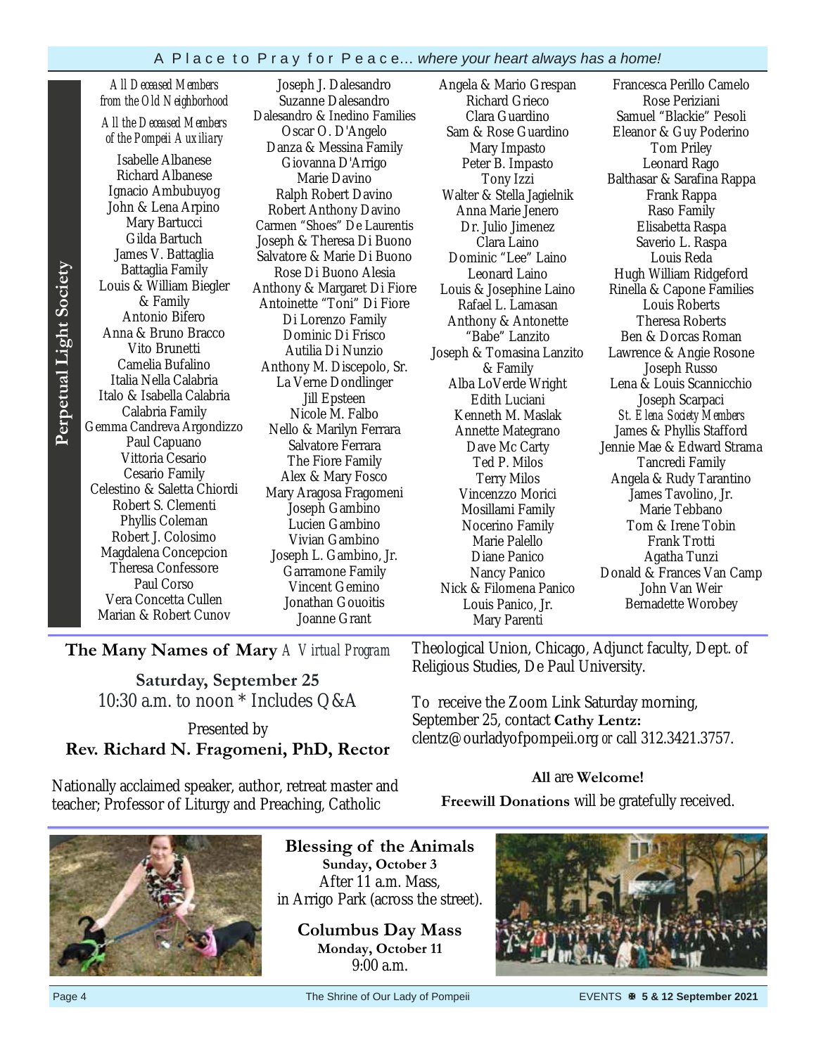## Perpetual Light Society

*All Deceased Members from the Old Neighborhood*

*All the Deceased Members of the Pompeii Auxiliary*

Isabelle Albanese
Richard Albanese
Ignacio Ambubuyog
John & Lena Arpino
Mary Bartucci
Gilda Bartuch
James V. Battaglia
Battaglia Family
Louis & William Biegler & Family
Antonio Bifero
Anna & Bruno Bracco
Vito Brunetti
Camelia Bufalino
Italia Nella Calabria
Italo & Isabella Calabria
Calabria Family
Gemma Candreva Argondizzo
Paul Capuano
Vittoria Cesario
Cesario Family
Celestino & Saletta Chiordi
Robert S. Clementi
Phyllis Coleman
Robert J. Colosimo
Magdalena Concepcion
Theresa Confessore
Paul Corso
Vera Concetta Cullen
Marian & Robert Cunov
Joseph J. Dalesandro
Suzanne Dalesandro
Dalesandro & Inedino Families
Oscar O. D'Angelo
Danza & Messina Family
Giovanna D'Arrigo
Marie Davino
Ralph Robert Davino
Robert Anthony Davino
Carmen "Shoes" De Laurentis
Joseph & Theresa Di Buono
Salvatore & Marie Di Buono
Rose Di Buono Alesia
Anthony & Margaret Di Fiore
Antoinette "Toni" Di Fiore
Di Lorenzo Family
Dominic Di Frisco
Autilia Di Nunzio
Anthony M. Discepolo, Sr.
La Verne Dondlinger
Jill Epsteen
Nicole M. Falbo
Nello & Marilyn Ferrara
Salvatore Ferrara
The Fiore Family
Alex & Mary Fosco
Mary Aragosa Fragomeni
Joseph Gambino
Lucien Gambino
Vivian Gambino
Joseph L. Gambino, Jr.
Garramone Family
Vincent Gemino
Jonathan Gouoitis
Joanne Grant
Angela & Mario Grespan
Richard Grieco
Clara Guardino
Sam & Rose Guardino
Mary Impasto
Peter B. Impasto
Tony Izzi
Walter & Stella Jagielnik
Anna Marie Jenero
Dr. Julio Jimenez
Clara Laino
Dominic "Lee" Laino
Leonard Laino
Louis & Josephine Laino
Rafael L. Lamasan
Anthony & Antonette "Babe" Lanzito
Joseph & Tomasina Lanzito & Family
Alba LoVerde Wright
Edith Luciani
Kenneth M. Maslak
Annette Mategrano
Dave Mc Carty
Ted P. Milos
Terry Milos
Vincenzzo Morici
Mosillami Family
Nocerino Family
Marie Palello
Diane Panico
Nancy Panico
Nick & Filomena Panico
Louis Panico, Jr.
Mary Parenti
Francesca Perillo Camelo
Rose Periziani
Samuel "Blackie" Pesoli
Eleanor & Guy Poderino
Tom Priley
Leonard Rago
Balthasar & Sarafina Rappa
Frank Rappa
Raso Family
Elisabetta Raspa
Saverio L. Raspa
Louis Reda
Hugh William Ridgeford
Rinella & Capone Families
Louis Roberts
Theresa Roberts
Ben & Dorcas Roman
Lawrence & Angie Rosone
Joseph Russo
Lena & Louis Scannicchio
Joseph Scarpaci
*St. Elena Society Members*
James & Phyllis Stafford
Jennie Mae & Edward Strama
Tancredi Family
Angela & Rudy Tarantino
James Tavolino, Jr.
Marie Tebbano
Tom & Irene Tobin
Frank Trotti
Agatha Tunzi
Donald & Frances Van Camp
John Van Weir
Bernadette Worobey

## The Many Names of Mary *A Virtual Program*

**Saturday, September 25**
10:30 a.m. to noon * Includes Q&A

Presented by
**Rev. Richard N. Fragomeni, PhD, Rector**

Nationally acclaimed speaker, author, retreat master and teacher; Professor of Liturgy and Preaching, Catholic Theological Union, Chicago, Adjunct faculty, Dept. of Religious Studies, De Paul University.

To receive the Zoom Link Saturday morning, September 25, contact **Cathy Lentz:** clentz@ourladyofpompeii.org *or* call 312.3421.3757.

**All** are **Welcome!**

**Freewill Donations** will be gratefully received.

## Blessing of the Animals

**Sunday, October 3**
After 11 a.m. Mass,
in Arrigo Park (across the street).

## Columbus Day Mass

**Monday, October 11**
9:00 a.m.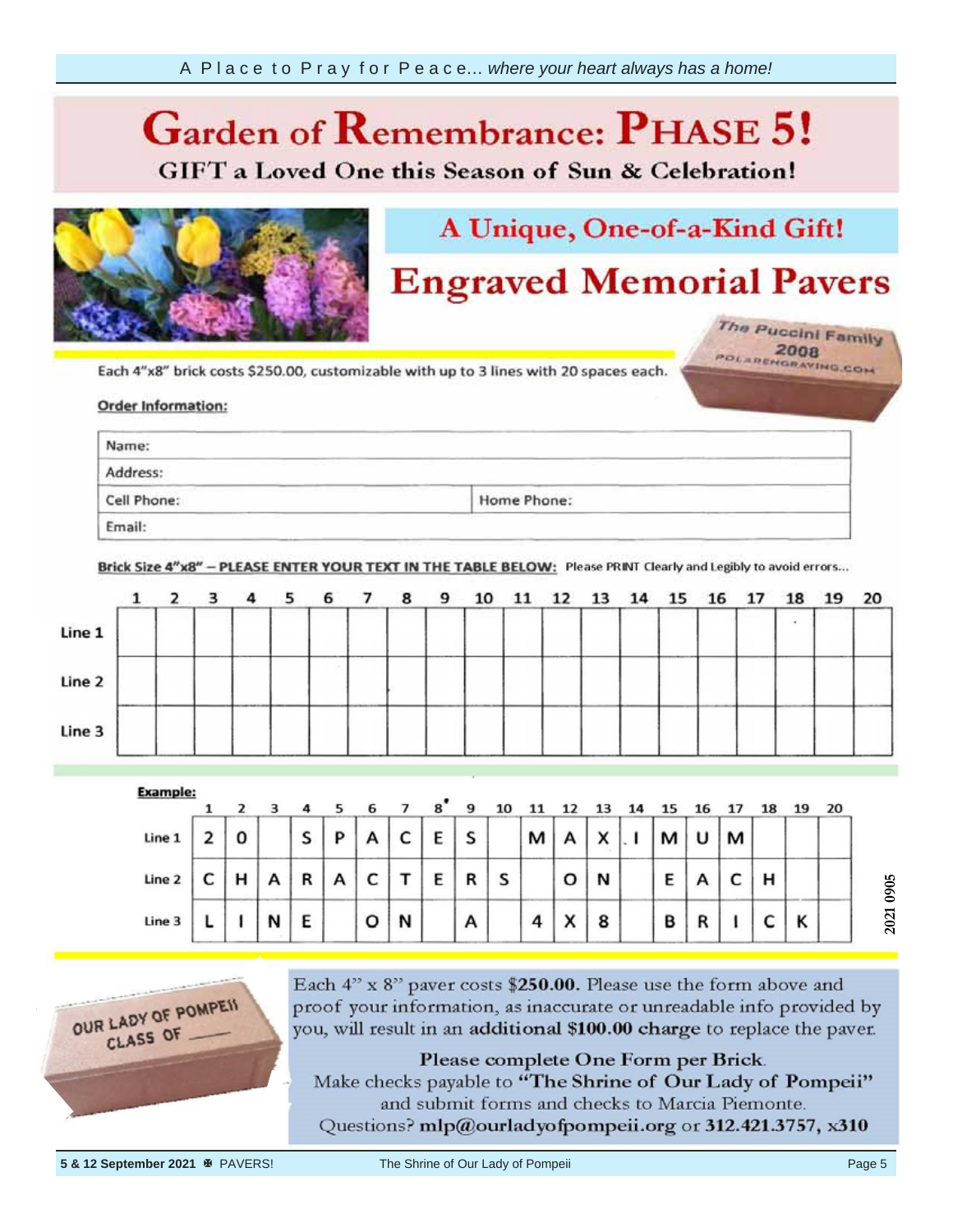# Garden of Remembrance: PHASE 5!

## GIFT a Loved One this Season of Sun & Celebration!

## A Unique, One-of-a-Kind Gift!

# Engraved Memorial Pavers

Each 4"x8" brick costs $250.00, customizable with up to 3 lines with 20 spaces each.

**Order Information:**

| Name: | |
|---|---|
| Address: | |
| Cell Phone: | Home Phone: |
| Email: | |

**Brick Size 4"x8" – PLEASE ENTER YOUR TEXT IN THE TABLE BELOW:** Please PRINT Clearly and Legibly to avoid errors...

| | 1 | 2 | 3 | 4 | 5 | 6 | 7 | 8 | 9 | 10 | 11 | 12 | 13 | 14 | 15 | 16 | 17 | 18 | 19 | 20 |
|---|---|---|---|---|---|---|---|---|---|---|---|---|---|---|---|---|---|---|---|---|
| Line 1 | | | | | | | | | | | | | | | | | | | | |
| Line 2 | | | | | | | | | | | | | | | | | | | | |
| Line 3 | | | | | | | | | | | | | | | | | | | | |

**Example:**

| | 1 | 2 | 3 | 4 | 5 | 6 | 7 | 8 | 9 | 10 | 11 | 12 | 13 | 14 | 15 | 16 | 17 | 18 | 19 | 20 |
|---|---|---|---|---|---|---|---|---|---|---|---|---|---|---|---|---|---|---|---|---|
| Line 1 | 2 | 0 | | S | P | A | C | E | S | | M | A | X | . I | M | U | M | | | |
| Line 2 | C | H | A | R | A | C | T | E | R | S | | O | N | | E | A | C | H | | |
| Line 3 | L | I | N | E | | O | N | | A | | 4 | X | 8 | | B | R | I | C | K | |

2021 0905

Each 4" x 8" paver costs **$250.00.** Please use the form above and proof your information, as inaccurate or unreadable info provided by you, will result in an **additional $100.00 charge** to replace the paver.

**Please complete One Form per Brick.**
Make checks payable to **"The Shrine of Our Lady of Pompeii"** and submit forms and checks to Marcia Piemonte.
Questions? **mlp@ourladyofpompeii.org** or **312.421.3757, x310**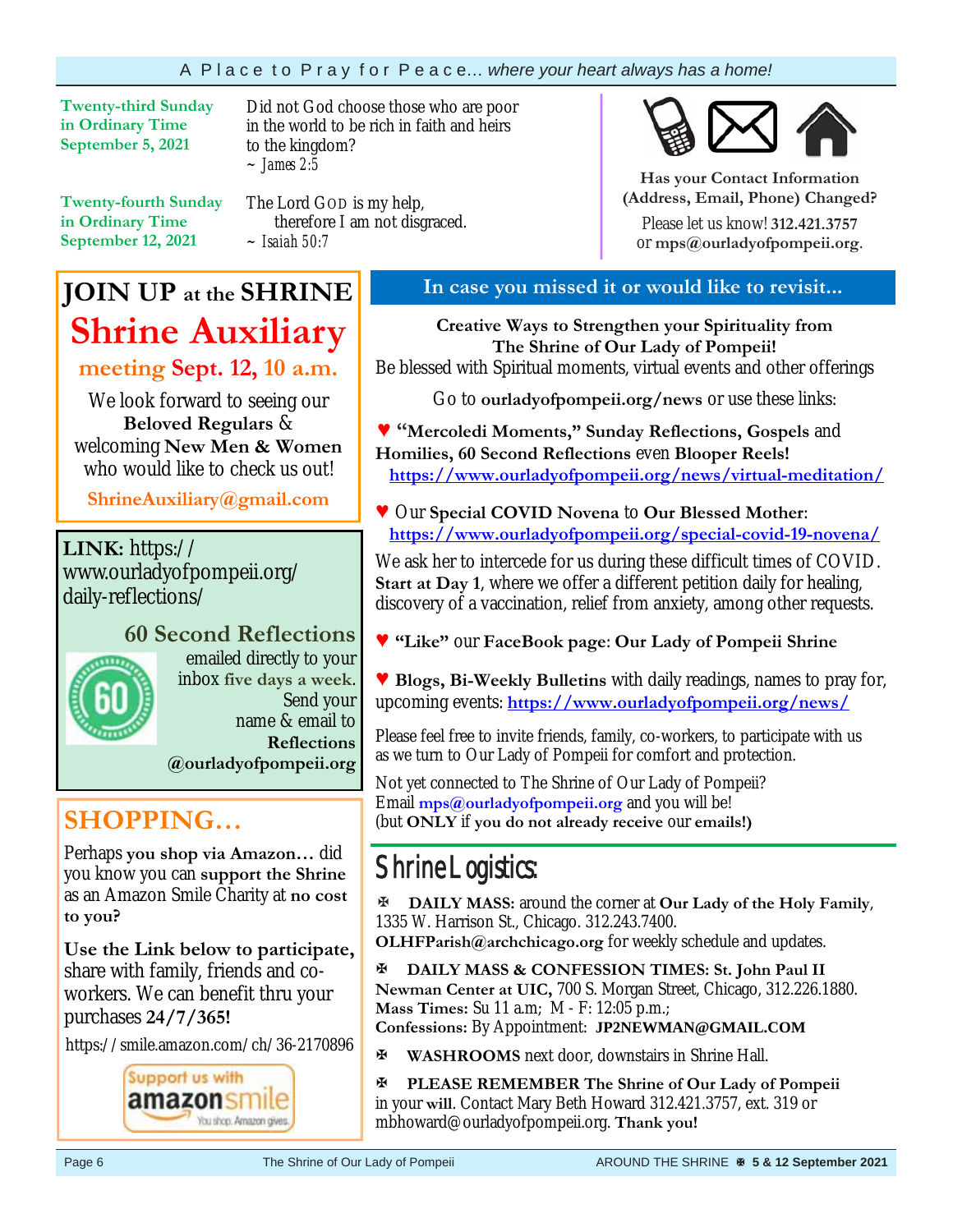**Twenty-third Sunday in Ordinary Time September 5, 2021**

Did not God choose those who are poor in the world to be rich in faith and heirs to the kingdom?
~ *James 2:5*

**Twenty-fourth Sunday in Ordinary Time September 12, 2021**

The Lord GOD is my help,
therefore I am not disgraced.
~ *Isaiah 50:7*

**Has your Contact Information (Address, Email, Phone) Changed?**

Please let us know! **312.421.3757** or **mps@ourladyofpompeii.org**.

# JOIN UP at the SHRINE

## Shrine Auxiliary

### meeting Sept. 12, 10 a.m.

We look forward to seeing our **Beloved Regulars** & welcoming **New Men & Women** who would like to check us out!

**ShrineAuxiliary@gmail.com**

**LINK:** https://www.ourladyofpompeii.org/daily-reflections/

## 60 Second Reflections

emailed directly to your inbox **five days a week.** Send your name & email to **Reflections @ourladyofpompeii.org**

## SHOPPING…

Perhaps **you shop via Amazon…** did you know you can **support the Shrine** as an Amazon Smile Charity at **no cost to you?**

**Use the Link below to participate,** share with family, friends and co-workers. We can benefit thru your purchases **24/7/365!**

https://smile.amazon.com/ch/36-2170896

Support us with amazonsmile — You shop. Amazon gives.

## In case you missed it or would like to revisit…

**Creative Ways to Strengthen your Spirituality from The Shrine of Our Lady of Pompeii!**

Be blessed with Spiritual moments, virtual events and other offerings

Go to **ourladyofpompeii.org/news** or use these links:

♥ **"Mercoledi Moments," Sunday Reflections, Gospels** and **Homilies, 60 Second Reflections** even **Blooper Reels!**
https://www.ourladyofpompeii.org/news/virtual-meditation/

♥ Our **Special COVID Novena** to **Our Blessed Mother**:
https://www.ourladyofpompeii.org/special-covid-19-novena/

We ask her to intercede for us during these difficult times of COVID. **Start at Day 1**, where we offer a different petition daily for healing, discovery of a vaccination, relief from anxiety, among other requests.

♥ **"Like"** our **FaceBook page**: **Our Lady of Pompeii Shrine**

♥ **Blogs, Bi-Weekly Bulletins** with daily readings, names to pray for, upcoming events: https://www.ourladyofpompeii.org/news/

Please feel free to invite friends, family, co-workers, to participate with us as we turn to Our Lady of Pompeii for comfort and protection.

Not yet connected to The Shrine of Our Lady of Pompeii?
Email **mps@ourladyofpompeii.org** and you will be!
(but **ONLY** if **you do not already receive** our **emails!)**

## Shrine Logistics:

✠ **DAILY MASS:** around the corner at **Our Lady of the Holy Family**, 1335 W. Harrison St., Chicago. 312.243.7400.
**OLHFParish@archchicago.org** for weekly schedule and updates.

✠ **DAILY MASS & CONFESSION TIMES: St. John Paul II Newman Center at UIC,** 700 S. Morgan Street, Chicago, 312.226.1880.
**Mass Times:** Su 11 a.m; M - F: 12:05 p.m.;
**Confessions:** By Appointment: **JP2NEWMAN@GMAIL.COM**

✠ **WASHROOMS** next door, downstairs in Shrine Hall.

✠ **PLEASE REMEMBER The Shrine of Our Lady of Pompeii** in your **will**. Contact Mary Beth Howard 312.421.3757, ext. 319 or mbhoward@ourladyofpompeii.org. **Thank you!**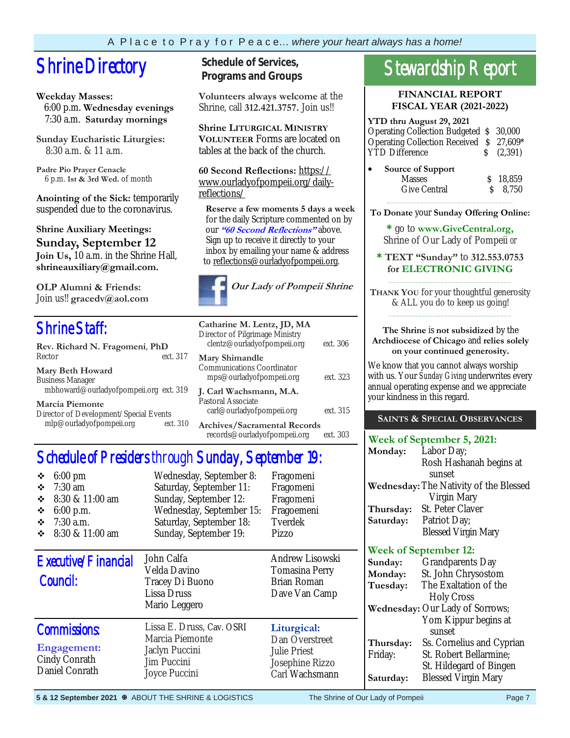A Place to Pray for Peace... *where your heart always has a home!*

# Shrine Directory

**Weekday Masses:**
6:00 p.m. **Wednesday evenings**
7:30 a.m. **Saturday mornings**

**Sunday Eucharistic Liturgies:**
8:30 a.m. & 11 a.m.

**Padre Pio Prayer Cenacle**
6 p.m. **1st & 3rd Wed.** of month

**Anointing of the Sick:** temporarily suspended due to the coronavirus.

**Shrine Auxiliary Meetings:**
**Sunday, September 12**
**Join Us,** 10 a.m. in the Shrine Hall, **shrineauxiliary@gmail.com.**

**OLP Alumni & Friends:**
Join us!! **gracedv@aol.com**

## Schedule of Services, Programs and Groups

**Volunteers always welcome** at the Shrine, call **312.421.3757.** Join us!!

**Shrine LITURGICAL MINISTRY VOLUNTEER** Forms are located on tables at the back of the church.

**60 Second Reflections:** https://www.ourladyofpompeii.org/daily-reflections/

**Reserve a few moments 5 days a week** for the daily Scripture commented on by our ***"60 Second Reflections"*** above. Sign up to receive it directly to your inbox by emailing your name & address to reflections@ourladyofpompeii.org.

***Our Lady of Pompeii Shrine***

# Shrine Staff:

**Rev. Richard N. Fragomeni, PhD**
Rector ext. 317

**Mary Beth Howard**
Business Manager
mbhoward@ourladyofpompeii.org ext. 319

**Marcia Piemonte**
Director of Development/Special Events
mlp@ourladyofpompeii.org ext. 310

**Catharine M. Lentz, JD, MA**
Director of Pilgrimage Ministry
clentz@ourladyofpompeii.org ext. 306

**Mary Shimandle**
Communications Coordinator
mps@ourladyofpompeii.org ext. 323

**J. Carl Wachsmann, M.A.**
Pastoral Associate
carl@ourladyofpompeii.org ext. 315

**Archives/Sacramental Records**
records@ourladyofpompeii.org ext. 303

# Schedule of Presiders through Sunday, September 19:

| | | |
|---|---|---|
| ❖ 6:00 pm | Wednesday, September 8: | Fragomeni |
| ❖ 7:30 am | Saturday, September 11: | Fragomeni |
| ❖ 8:30 & 11:00 am | Sunday, September 12: | Fragomeni |
| ❖ 6:00 p.m. | Wednesday, September 15: | Fragoemeni |
| ❖ 7:30 a.m. | Saturday, September 18: | Tverdek |
| ❖ 8:30 & 11:00 am | Sunday, September 19: | Pizzo |

## Executive/Financial Council:

John Calfa, Velda Davino, Tracey Di Buono, Lissa Druss, Mario Leggero, Andrew Lisowski, Tomasina Perry, Brian Roman, Dave Van Camp

## Commissions:

**Engagement:**
Cindy Conrath
Daniel Conrath
Lissa E. Druss, Cav. OSRI
Marcia Piemonte
Jaclyn Puccini
Jim Puccini
Joyce Puccini

**Liturgical:**
Dan Overstreet
Julie Priest
Josephine Rizzo
Carl Wachsmann

# Stewardship Report

**FINANCIAL REPORT**
**FISCAL YEAR (2021-2022)**

**YTD thru August 29, 2021**

| | |
|---|---|
| Operating Collection Budgeted | $ 30,000 |
| Operating Collection Received | $ 27,609* |
| YTD Difference | $ (2,391) |

- **Source of Support**

| | |
|---|---|
| Masses | $ 18,859 |
| Give Central | $ 8,750 |

**To Donate** your **Sunday Offering Online:**

**\*** go to **www.GiveCentral.org,** Shrine of Our Lady of Pompeii or

**\* TEXT "Sunday"** to **312.553.0753** for **ELECTRONIC GIVING**

**THANK YOU** for your thoughtful generosity & ALL you do to keep us going!

**The Shrine** is **not subsidized** by the **Archdiocese of Chicago** and **relies solely on your continued generosity.**

We know that you cannot always worship with us. Your *Sunday Giving* underwrites every annual operating expense and we appreciate your kindness in this regard.

## SAINTS & SPECIAL OBSERVANCES

### Week of September 5, 2021:

**Monday:** Labor Day; Rosh Hashanah begins at sunset
**Wednesday:** The Nativity of the Blessed Virgin Mary
**Thursday:** St. Peter Claver
**Saturday:** Patriot Day; Blessed Virgin Mary

### Week of September 12:

**Sunday:** Grandparents Day
**Monday:** St. John Chrysostom
**Tuesday:** The Exaltation of the Holy Cross
**Wednesday:** Our Lady of Sorrows; Yom Kippur begins at sunset
**Thursday:** Ss. Cornelius and Cyprian
Friday: St. Robert Bellarmine; St. Hildegard of Bingen
**Saturday:** Blessed Virgin Mary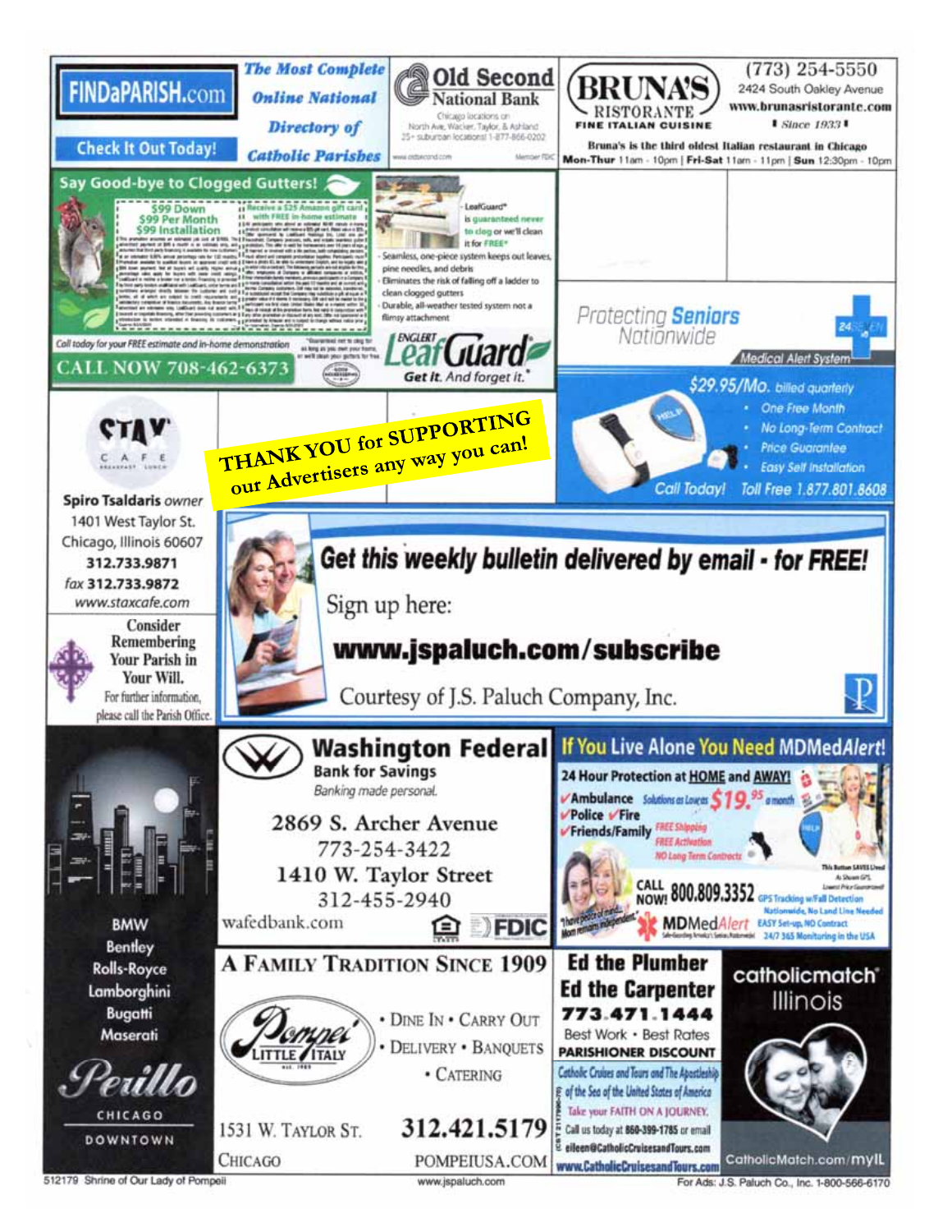**FINDaPARISH.com**

Check It Out Today!

*The Most Complete Online National Directory of Catholic Parishes*

**Old Second National Bank**

Chicago locations on North Ave, Wacker, Taylor, & Ashland
25+ suburban locations! 1-877-866-0202

www.oldsecond.com Member FDIC

**BRUNA'S RISTORANTE**

FINE ITALIAN CUISINE

(773) 254-5550
2424 South Oakley Avenue
www.brunasristorante.com
Since 1933

Bruna's is the third oldest Italian restaurant in Chicago

Mon-Thur 11am - 10pm | Fri-Sat 11am - 11pm | Sun 12:30pm - 10pm

**Say Good-bye to Clogged Gutters!**

$99 Down
$99 Per Month
$99 Installation

Receive a $25 Amazon gift card with FREE in-home estimate

LeafGuard® is guaranteed never to clog or we'll clean it for FREE*

- Seamless, one-piece system keeps out leaves, pine needles, and debris
- Eliminates the risk of falling off a ladder to clean clogged gutters
- Durable, all-weather tested system not a flimsy attachment

Call today for your FREE estimate and in-home demonstration

*Guaranteed not to clog for as long as you own your home, or we'll clean your gutters for free

CALL NOW 708-462-6373

ENGLERT LeafGuard® Get it. And forget it.®

Protecting **Seniors** Nationwide

24SEVEN Medical Alert System

$29.95/Mo. billed quarterly

- One Free Month
- No Long-Term Contract
- Price Guarantee
- Easy Self Installation

Call Today! Toll Free 1.877.801.8608

**STAX CAFE**

BREAKFAST · LUNCH

**Spiro Tsaldaris** *owner*
1401 West Taylor St.
Chicago, Illinois 60607
**312.733.9871**
*fax* **312.733.9872**
*www.staxcafe.com*

**THANK YOU for SUPPORTING our Advertisers any way you can!**

**Get this weekly bulletin delivered by email - for FREE!**

Sign up here:

**www.jspaluch.com/subscribe**

Courtesy of J.S. Paluch Company, Inc.

**Consider Remembering Your Parish in Your Will.**

For further information, please call the Parish Office.

**Washington Federal**
**Bank for Savings**
*Banking made personal.*

2869 S. Archer Avenue
773-254-3422
1410 W. Taylor Street
312-455-2940

wafedbank.com FDIC

**If You Live Alone You Need MDMedAlert!**

24 Hour Protection at HOME and AWAY!

✓Ambulance ✓Police ✓Fire ✓Friends/Family

Solutions as Low as $19.95 a month

FREE Shipping
FREE Activation
NO Long Term Contracts

CALL NOW! 800.809.3352

This Button SAVES Lives!
As Shown GPS
Lowest Price Guaranteed
GPS Tracking w/Fall Detection
Nationwide, No Land Line Needed
EASY Set-up, NO Contract
24/7 365 Monitoring in the USA

"I have peace of mind... Mom remains independent."

MDMedAlert

BMW
Bentley
Rolls-Royce
Lamborghini
Bugatti
Maserati

**Perillo**
CHICAGO DOWNTOWN

**A FAMILY TRADITION SINCE 1909**

Pompei LITTLE ITALY est. 1909

- DINE IN • CARRY OUT
- DELIVERY • BANQUETS
- CATERING

1531 W. TAYLOR ST.
CHICAGO

312.421.5179
POMPEIUSA.COM

**Ed the Plumber**
**Ed the Carpenter**
**773.471.1444**
Best Work • Best Rates
**PARISHIONER DISCOUNT**

Catholic Cruises and Tours and The Apostleship of the Sea of the United States of America

Take your FAITH ON A JOURNEY.

Call us today at 860-399-1785 or email eileen@CatholicCruisesandTours.com

www.CatholicCruisesandTours.com

(CST #2117996-70)

**catholicmatch® Illinois**

CatholicMatch.com/myIL

512179 Shrine of Our Lady of Pompeii

www.jspaluch.com

For Ads: J.S. Paluch Co., Inc. 1-800-566-6170